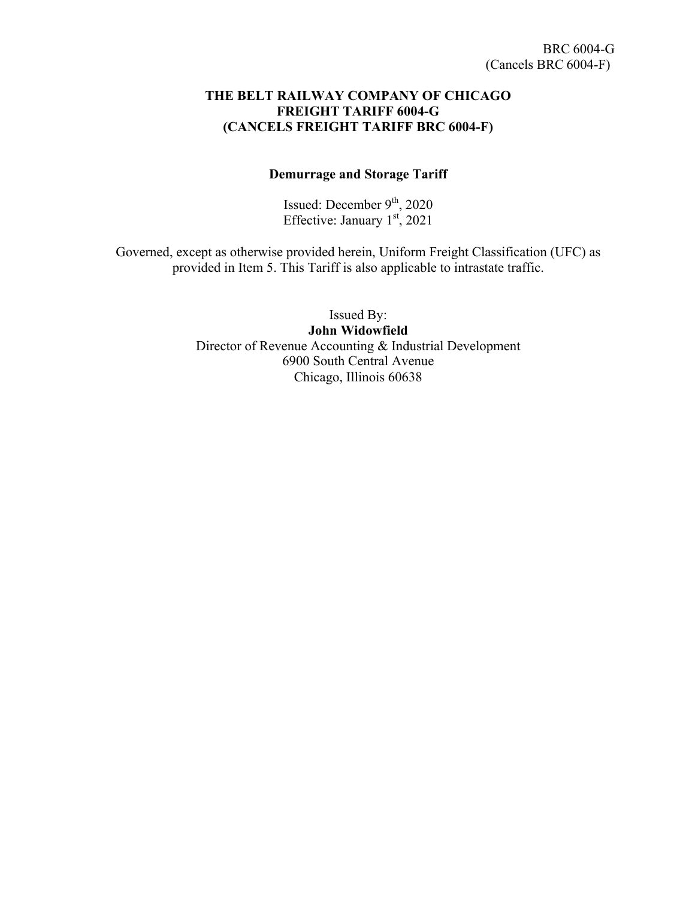BRC 6004-G
(Cancels BRC 6004-F)

# THE BELT RAILWAY COMPANY OF CHICAGO
# FREIGHT TARIFF 6004-G
# (CANCELS FREIGHT TARIFF BRC 6004-F)

## Demurrage and Storage Tariff

Issued: December 9th, 2020
Effective: January 1st, 2021

Governed, except as otherwise provided herein, Uniform Freight Classification (UFC) as provided in Item 5. This Tariff is also applicable to intrastate traffic.

Issued By:
**John Widowfield**
Director of Revenue Accounting & Industrial Development
6900 South Central Avenue
Chicago, Illinois 60638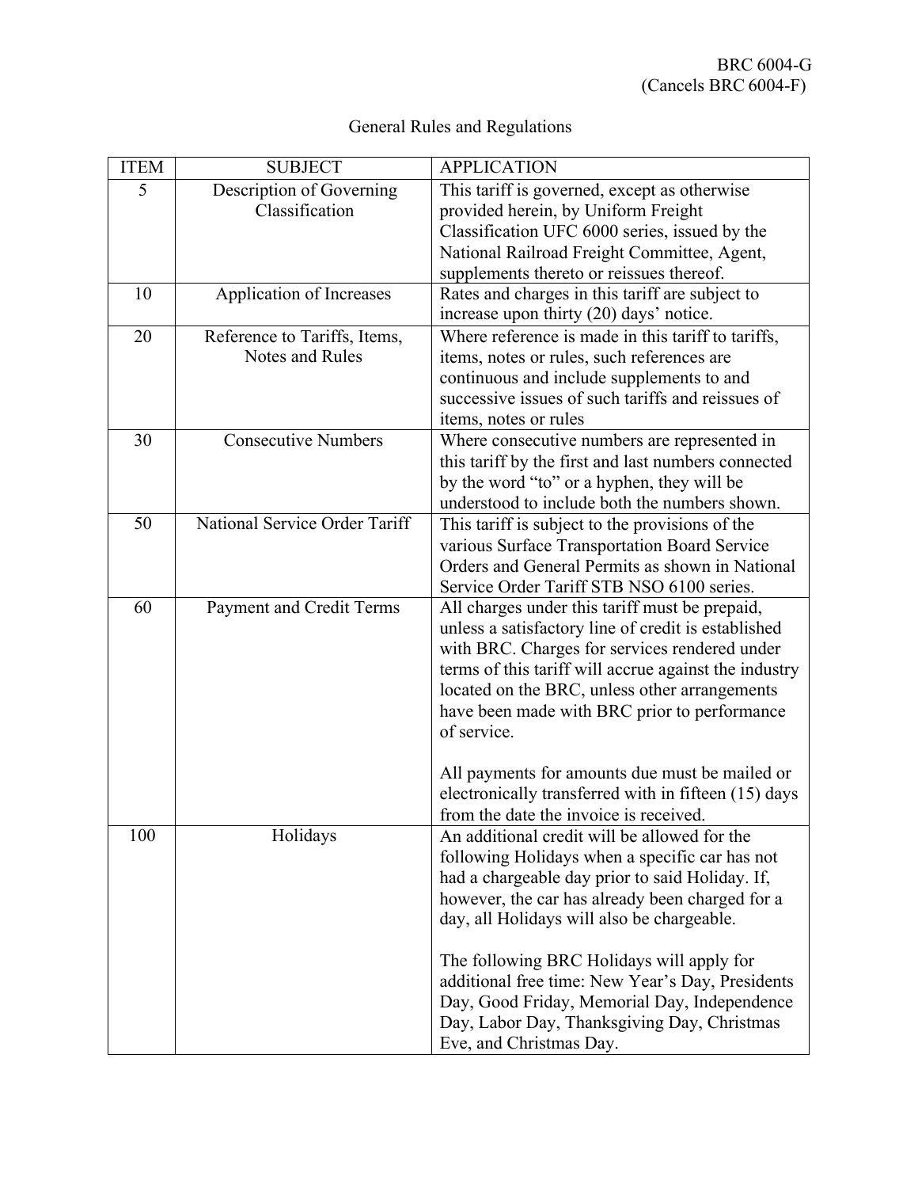BRC 6004-G
(Cancels BRC 6004-F)

# General Rules and Regulations

| ITEM | SUBJECT | APPLICATION |
| --- | --- | --- |
| 5 | Description of Governing Classification | This tariff is governed, except as otherwise provided herein, by Uniform Freight Classification UFC 6000 series, issued by the National Railroad Freight Committee, Agent, supplements thereto or reissues thereof. |
| 10 | Application of Increases | Rates and charges in this tariff are subject to increase upon thirty (20) days' notice. |
| 20 | Reference to Tariffs, Items, Notes and Rules | Where reference is made in this tariff to tariffs, items, notes or rules, such references are continuous and include supplements to and successive issues of such tariffs and reissues of items, notes or rules |
| 30 | Consecutive Numbers | Where consecutive numbers are represented in this tariff by the first and last numbers connected by the word "to" or a hyphen, they will be understood to include both the numbers shown. |
| 50 | National Service Order Tariff | This tariff is subject to the provisions of the various Surface Transportation Board Service Orders and General Permits as shown in National Service Order Tariff STB NSO 6100 series. |
| 60 | Payment and Credit Terms | All charges under this tariff must be prepaid, unless a satisfactory line of credit is established with BRC. Charges for services rendered under terms of this tariff will accrue against the industry located on the BRC, unless other arrangements have been made with BRC prior to performance of service.<br><br>All payments for amounts due must be mailed or electronically transferred with in fifteen (15) days from the date the invoice is received. |
| 100 | Holidays | An additional credit will be allowed for the following Holidays when a specific car has not had a chargeable day prior to said Holiday. If, however, the car has already been charged for a day, all Holidays will also be chargeable.<br><br>The following BRC Holidays will apply for additional free time: New Year's Day, Presidents Day, Good Friday, Memorial Day, Independence Day, Labor Day, Thanksgiving Day, Christmas Eve, and Christmas Day. |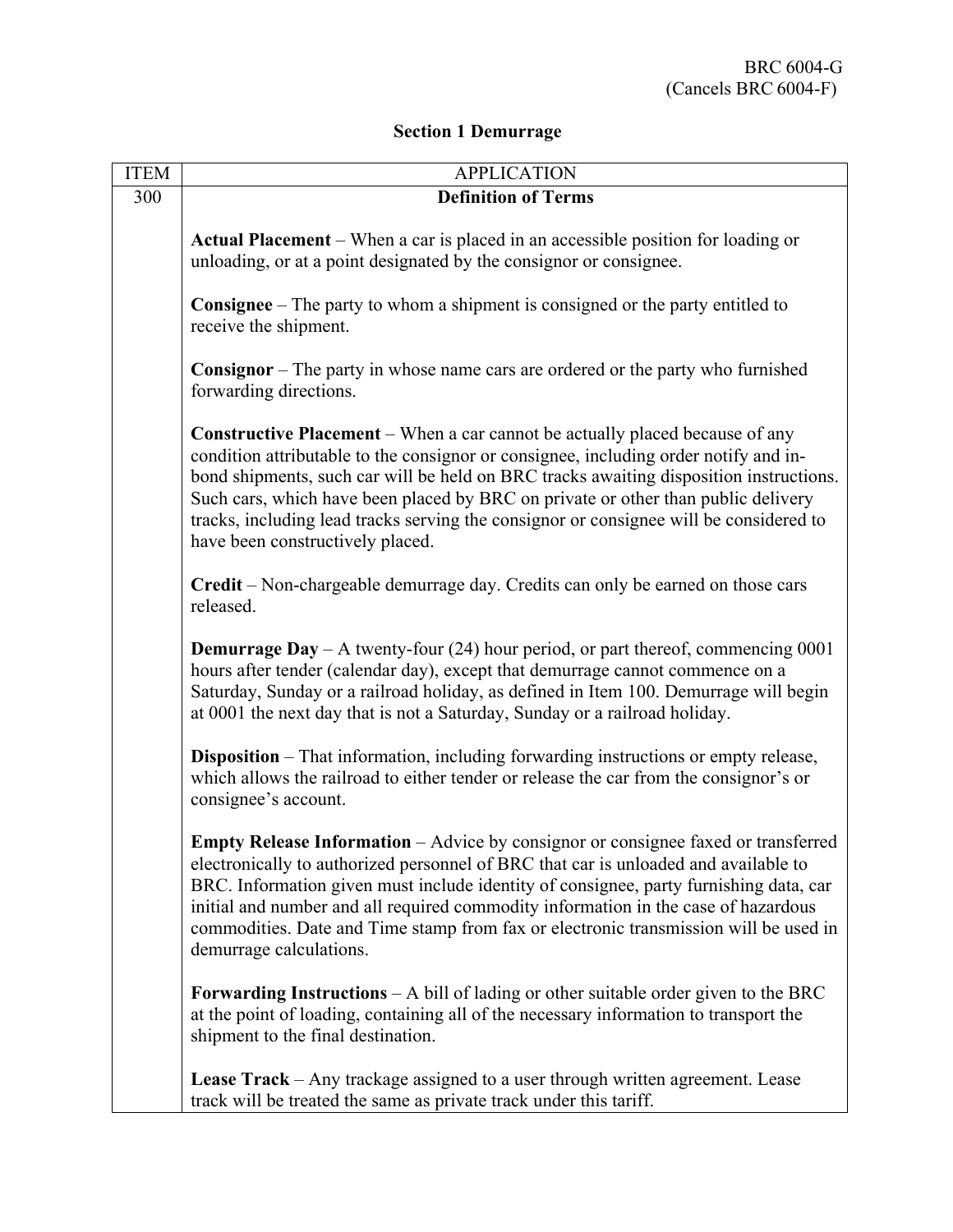BRC 6004-G
(Cancels BRC 6004-F)

## Section 1 Demurrage

| ITEM | APPLICATION |
|---|---|
| 300 | **Definition of Terms**<br><br>**Actual Placement** – When a car is placed in an accessible position for loading or unloading, or at a point designated by the consignor or consignee.<br><br>**Consignee** – The party to whom a shipment is consigned or the party entitled to receive the shipment.<br><br>**Consignor** – The party in whose name cars are ordered or the party who furnished forwarding directions.<br><br>**Constructive Placement** – When a car cannot be actually placed because of any condition attributable to the consignor or consignee, including order notify and in-bond shipments, such car will be held on BRC tracks awaiting disposition instructions. Such cars, which have been placed by BRC on private or other than public delivery tracks, including lead tracks serving the consignor or consignee will be considered to have been constructively placed.<br><br>**Credit** – Non-chargeable demurrage day. Credits can only be earned on those cars released.<br><br>**Demurrage Day** – A twenty-four (24) hour period, or part thereof, commencing 0001 hours after tender (calendar day), except that demurrage cannot commence on a Saturday, Sunday or a railroad holiday, as defined in Item 100. Demurrage will begin at 0001 the next day that is not a Saturday, Sunday or a railroad holiday.<br><br>**Disposition** – That information, including forwarding instructions or empty release, which allows the railroad to either tender or release the car from the consignor's or consignee's account.<br><br>**Empty Release Information** – Advice by consignor or consignee faxed or transferred electronically to authorized personnel of BRC that car is unloaded and available to BRC. Information given must include identity of consignee, party furnishing data, car initial and number and all required commodity information in the case of hazardous commodities. Date and Time stamp from fax or electronic transmission will be used in demurrage calculations.<br><br>**Forwarding Instructions** – A bill of lading or other suitable order given to the BRC at the point of loading, containing all of the necessary information to transport the shipment to the final destination.<br><br>**Lease Track** – Any trackage assigned to a user through written agreement. Lease track will be treated the same as private track under this tariff. |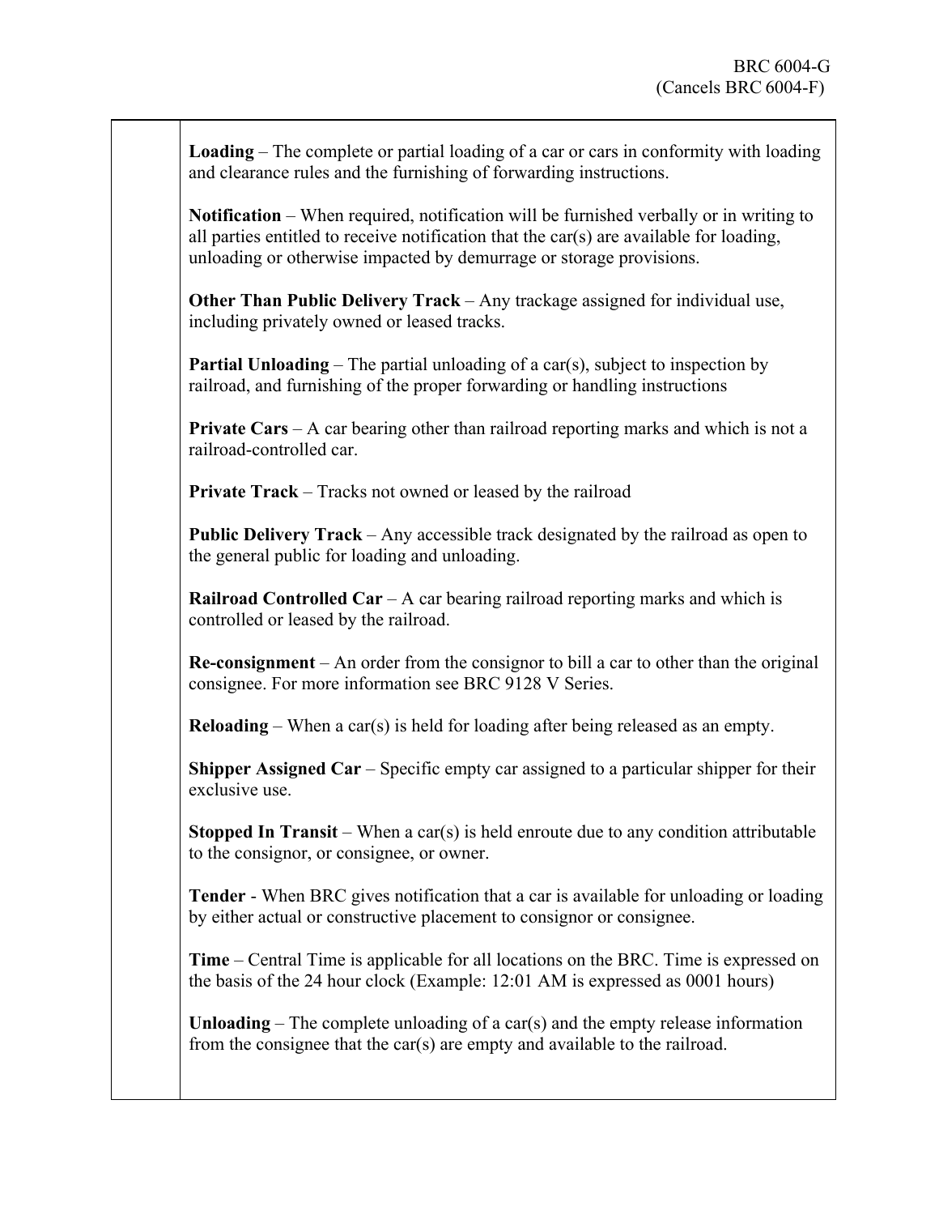**Loading** – The complete or partial loading of a car or cars in conformity with loading and clearance rules and the furnishing of forwarding instructions.

**Notification** – When required, notification will be furnished verbally or in writing to all parties entitled to receive notification that the car(s) are available for loading, unloading or otherwise impacted by demurrage or storage provisions.

**Other Than Public Delivery Track** – Any trackage assigned for individual use, including privately owned or leased tracks.

**Partial Unloading** – The partial unloading of a car(s), subject to inspection by railroad, and furnishing of the proper forwarding or handling instructions

**Private Cars** – A car bearing other than railroad reporting marks and which is not a railroad-controlled car.

**Private Track** – Tracks not owned or leased by the railroad

**Public Delivery Track** – Any accessible track designated by the railroad as open to the general public for loading and unloading.

**Railroad Controlled Car** – A car bearing railroad reporting marks and which is controlled or leased by the railroad.

**Re-consignment** – An order from the consignor to bill a car to other than the original consignee. For more information see BRC 9128 V Series.

**Reloading** – When a car(s) is held for loading after being released as an empty.

**Shipper Assigned Car** – Specific empty car assigned to a particular shipper for their exclusive use.

**Stopped In Transit** – When a car(s) is held enroute due to any condition attributable to the consignor, or consignee, or owner.

**Tender** - When BRC gives notification that a car is available for unloading or loading by either actual or constructive placement to consignor or consignee.

**Time** – Central Time is applicable for all locations on the BRC. Time is expressed on the basis of the 24 hour clock (Example: 12:01 AM is expressed as 0001 hours)

**Unloading** – The complete unloading of a car(s) and the empty release information from the consignee that the car(s) are empty and available to the railroad.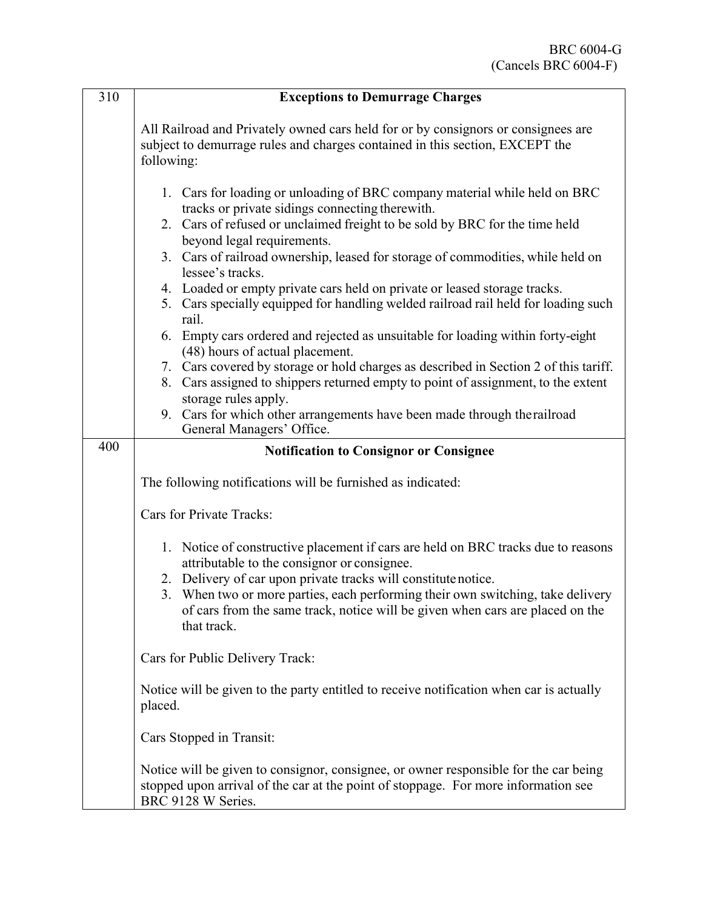| 310 | **Exceptions to Demurrage Charges** |
|---|---|
| | All Railroad and Privately owned cars held for or by consignors or consignees are subject to demurrage rules and charges contained in this section, EXCEPT the following:<br><br>1. Cars for loading or unloading of BRC company material while held on BRC tracks or private sidings connecting therewith.<br>2. Cars of refused or unclaimed freight to be sold by BRC for the time held beyond legal requirements.<br>3. Cars of railroad ownership, leased for storage of commodities, while held on lessee's tracks.<br>4. Loaded or empty private cars held on private or leased storage tracks.<br>5. Cars specially equipped for handling welded railroad rail held for loading such rail.<br>6. Empty cars ordered and rejected as unsuitable for loading within forty-eight (48) hours of actual placement.<br>7. Cars covered by storage or hold charges as described in Section 2 of this tariff.<br>8. Cars assigned to shippers returned empty to point of assignment, to the extent storage rules apply.<br>9. Cars for which other arrangements have been made through the railroad General Managers' Office. |
| 400 | **Notification to Consignor or Consignee** |
| | The following notifications will be furnished as indicated:<br><br>Cars for Private Tracks:<br><br>1. Notice of constructive placement if cars are held on BRC tracks due to reasons attributable to the consignor or consignee.<br>2. Delivery of car upon private tracks will constitute notice.<br>3. When two or more parties, each performing their own switching, take delivery of cars from the same track, notice will be given when cars are placed on the that track.<br><br>Cars for Public Delivery Track:<br><br>Notice will be given to the party entitled to receive notification when car is actually placed.<br><br>Cars Stopped in Transit:<br><br>Notice will be given to consignor, consignee, or owner responsible for the car being stopped upon arrival of the car at the point of stoppage. For more information see BRC 9128 W Series. |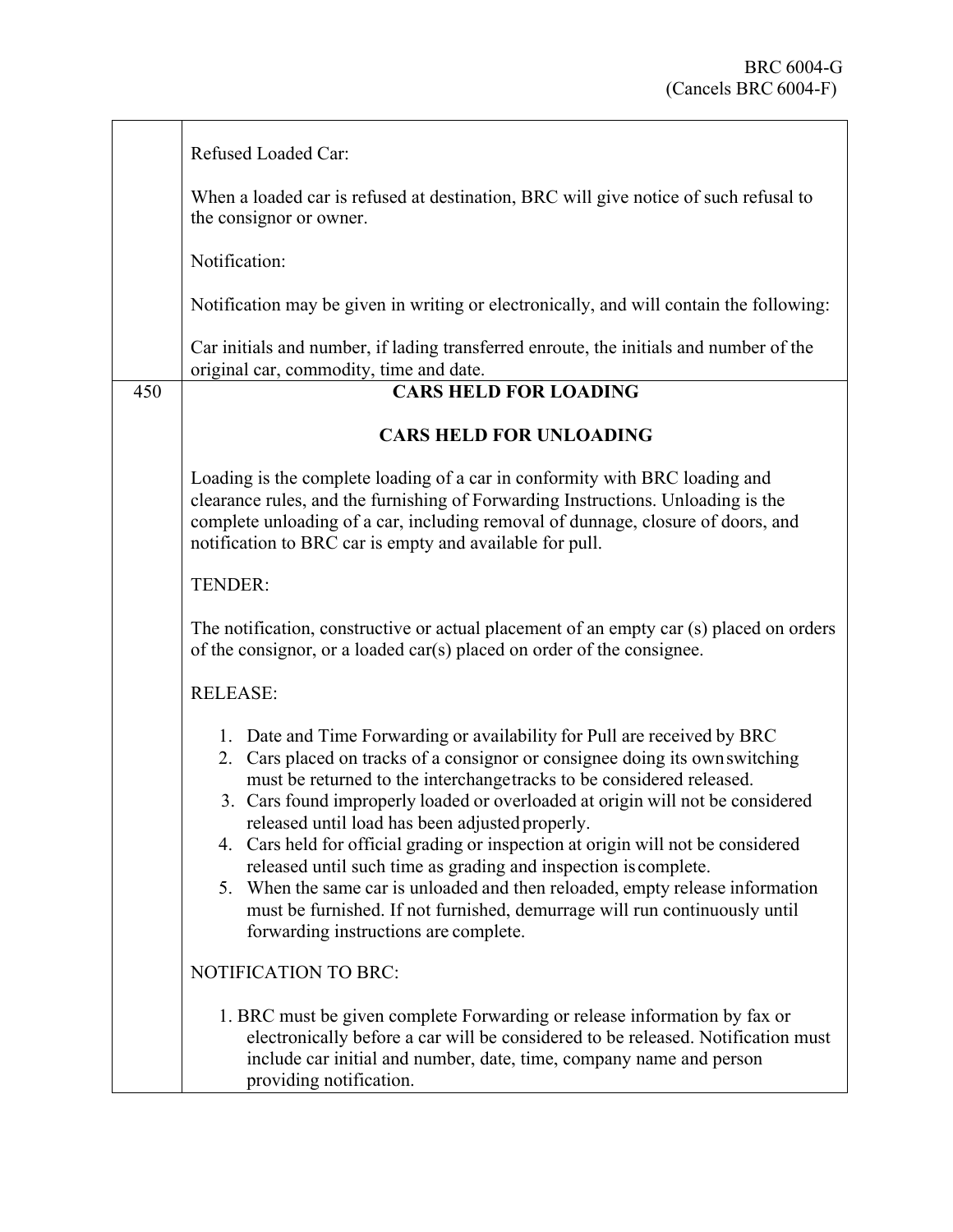| | |
|---|---|
| | Refused Loaded Car:<br><br>When a loaded car is refused at destination, BRC will give notice of such refusal to the consignor or owner.<br><br>Notification:<br><br>Notification may be given in writing or electronically, and will contain the following:<br><br>Car initials and number, if lading transferred enroute, the initials and number of the original car, commodity, time and date. |
| 450 | **CARS HELD FOR LOADING**<br><br>**CARS HELD FOR UNLOADING**<br><br>Loading is the complete loading of a car in conformity with BRC loading and clearance rules, and the furnishing of Forwarding Instructions. Unloading is the complete unloading of a car, including removal of dunnage, closure of doors, and notification to BRC car is empty and available for pull.<br><br>TENDER:<br><br>The notification, constructive or actual placement of an empty car (s) placed on orders of the consignor, or a loaded car(s) placed on order of the consignee.<br><br>RELEASE:<br><br>1. Date and Time Forwarding or availability for Pull are received by BRC<br>2. Cars placed on tracks of a consignor or consignee doing its own switching must be returned to the interchange tracks to be considered released.<br>3. Cars found improperly loaded or overloaded at origin will not be considered released until load has been adjusted properly.<br>4. Cars held for official grading or inspection at origin will not be considered released until such time as grading and inspection is complete.<br>5. When the same car is unloaded and then reloaded, empty release information must be furnished. If not furnished, demurrage will run continuously until forwarding instructions are complete.<br><br>NOTIFICATION TO BRC:<br><br>1. BRC must be given complete Forwarding or release information by fax or electronically before a car will be considered to be released. Notification must include car initial and number, date, time, company name and person providing notification. |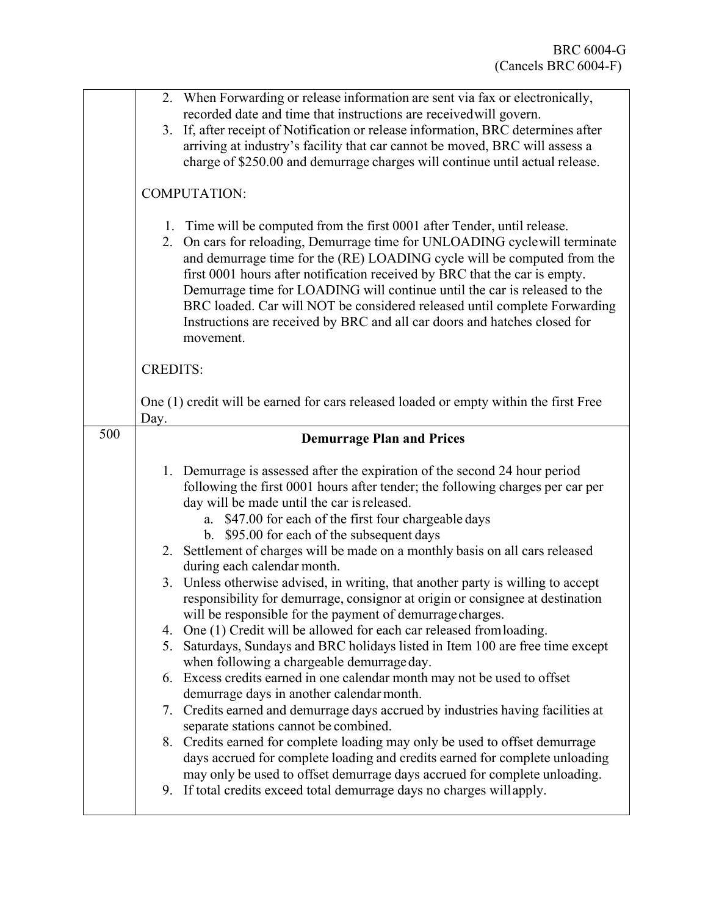| | |
|---|---|
| | 2. When Forwarding or release information are sent via fax or electronically, recorded date and time that instructions are received will govern.<br>3. If, after receipt of Notification or release information, BRC determines after arriving at industry's facility that car cannot be moved, BRC will assess a charge of $250.00 and demurrage charges will continue until actual release.<br><br>COMPUTATION:<br><br>1. Time will be computed from the first 0001 after Tender, until release.<br>2. On cars for reloading, Demurrage time for UNLOADING cycle will terminate and demurrage time for the (RE) LOADING cycle will be computed from the first 0001 hours after notification received by BRC that the car is empty. Demurrage time for LOADING will continue until the car is released to the BRC loaded. Car will NOT be considered released until complete Forwarding Instructions are received by BRC and all car doors and hatches closed for movement.<br><br>CREDITS:<br><br>One (1) credit will be earned for cars released loaded or empty within the first Free Day. |
| 500 | **Demurrage Plan and Prices**<br><br>1. Demurrage is assessed after the expiration of the second 24 hour period following the first 0001 hours after tender; the following charges per car per day will be made until the car is released.<br>&nbsp;&nbsp;&nbsp;a. $47.00 for each of the first four chargeable days<br>&nbsp;&nbsp;&nbsp;b. $95.00 for each of the subsequent days<br>2. Settlement of charges will be made on a monthly basis on all cars released during each calendar month.<br>3. Unless otherwise advised, in writing, that another party is willing to accept responsibility for demurrage, consignor at origin or consignee at destination will be responsible for the payment of demurrage charges.<br>4. One (1) Credit will be allowed for each car released from loading.<br>5. Saturdays, Sundays and BRC holidays listed in Item 100 are free time except when following a chargeable demurrage day.<br>6. Excess credits earned in one calendar month may not be used to offset demurrage days in another calendar month.<br>7. Credits earned and demurrage days accrued by industries having facilities at separate stations cannot be combined.<br>8. Credits earned for complete loading may only be used to offset demurrage days accrued for complete loading and credits earned for complete unloading may only be used to offset demurrage days accrued for complete unloading.<br>9. If total credits exceed total demurrage days no charges will apply. |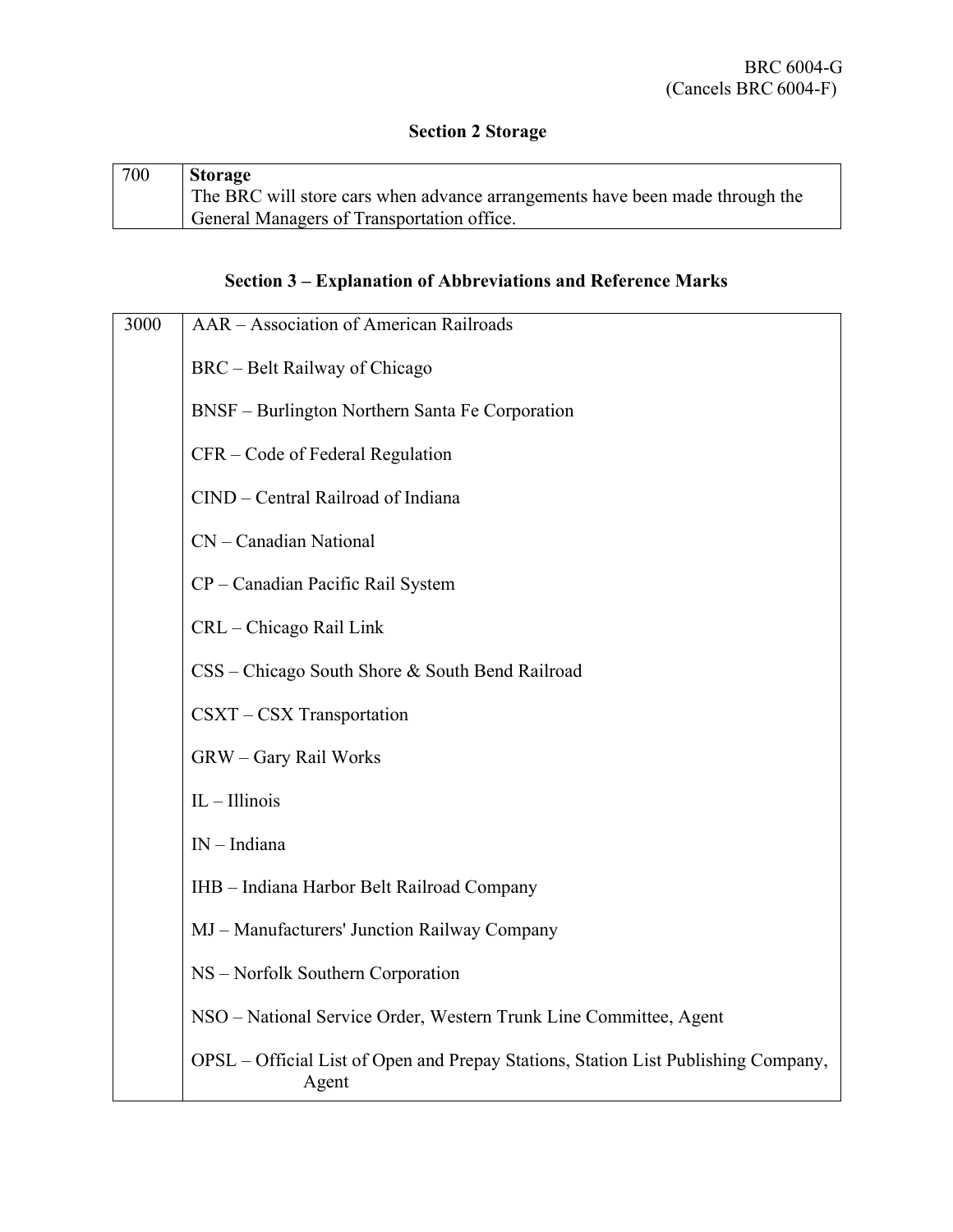BRC 6004-G
(Cancels BRC 6004-F)

## Section 2 Storage

| | |
|---|---|
| 700 | **Storage**<br>The BRC will store cars when advance arrangements have been made through the General Managers of Transportation office. |

## Section 3 – Explanation of Abbreviations and Reference Marks

| | |
|---|---|
| 3000 | AAR – Association of American Railroads<br><br>BRC – Belt Railway of Chicago<br><br>BNSF – Burlington Northern Santa Fe Corporation<br><br>CFR – Code of Federal Regulation<br><br>CIND – Central Railroad of Indiana<br><br>CN – Canadian National<br><br>CP – Canadian Pacific Rail System<br><br>CRL – Chicago Rail Link<br><br>CSS – Chicago South Shore & South Bend Railroad<br><br>CSXT – CSX Transportation<br><br>GRW – Gary Rail Works<br><br>IL – Illinois<br><br>IN – Indiana<br><br>IHB – Indiana Harbor Belt Railroad Company<br><br>MJ – Manufacturers' Junction Railway Company<br><br>NS – Norfolk Southern Corporation<br><br>NSO – National Service Order, Western Trunk Line Committee, Agent<br><br>OPSL – Official List of Open and Prepay Stations, Station List Publishing Company, Agent |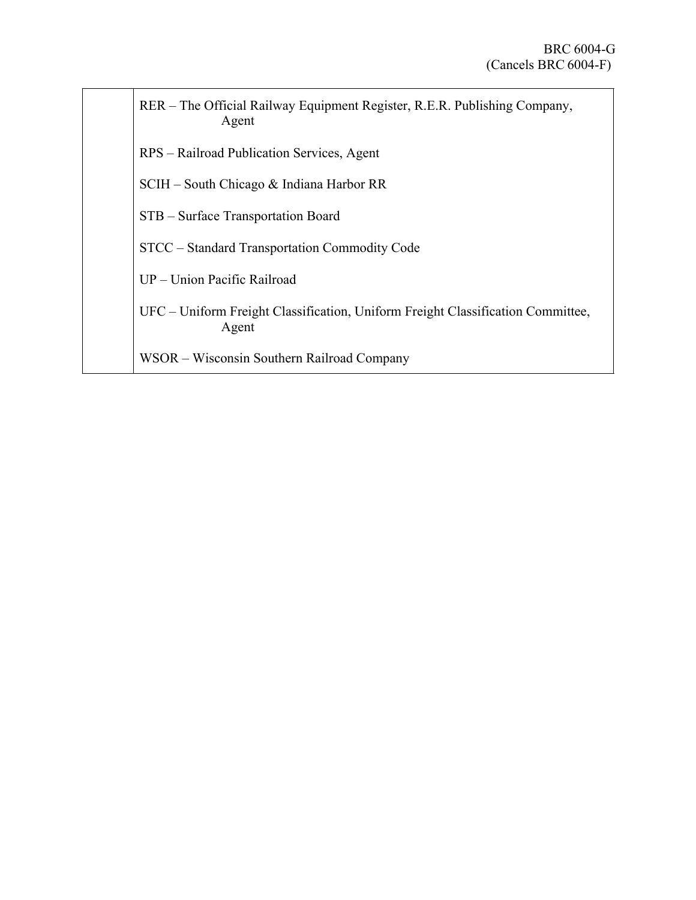| | |
|---|---|
| | RER – The Official Railway Equipment Register, R.E.R. Publishing Company, Agent<br><br>RPS – Railroad Publication Services, Agent<br><br>SCIH – South Chicago & Indiana Harbor RR<br><br>STB – Surface Transportation Board<br><br>STCC – Standard Transportation Commodity Code<br><br>UP – Union Pacific Railroad<br><br>UFC – Uniform Freight Classification, Uniform Freight Classification Committee, Agent<br><br>WSOR – Wisconsin Southern Railroad Company |